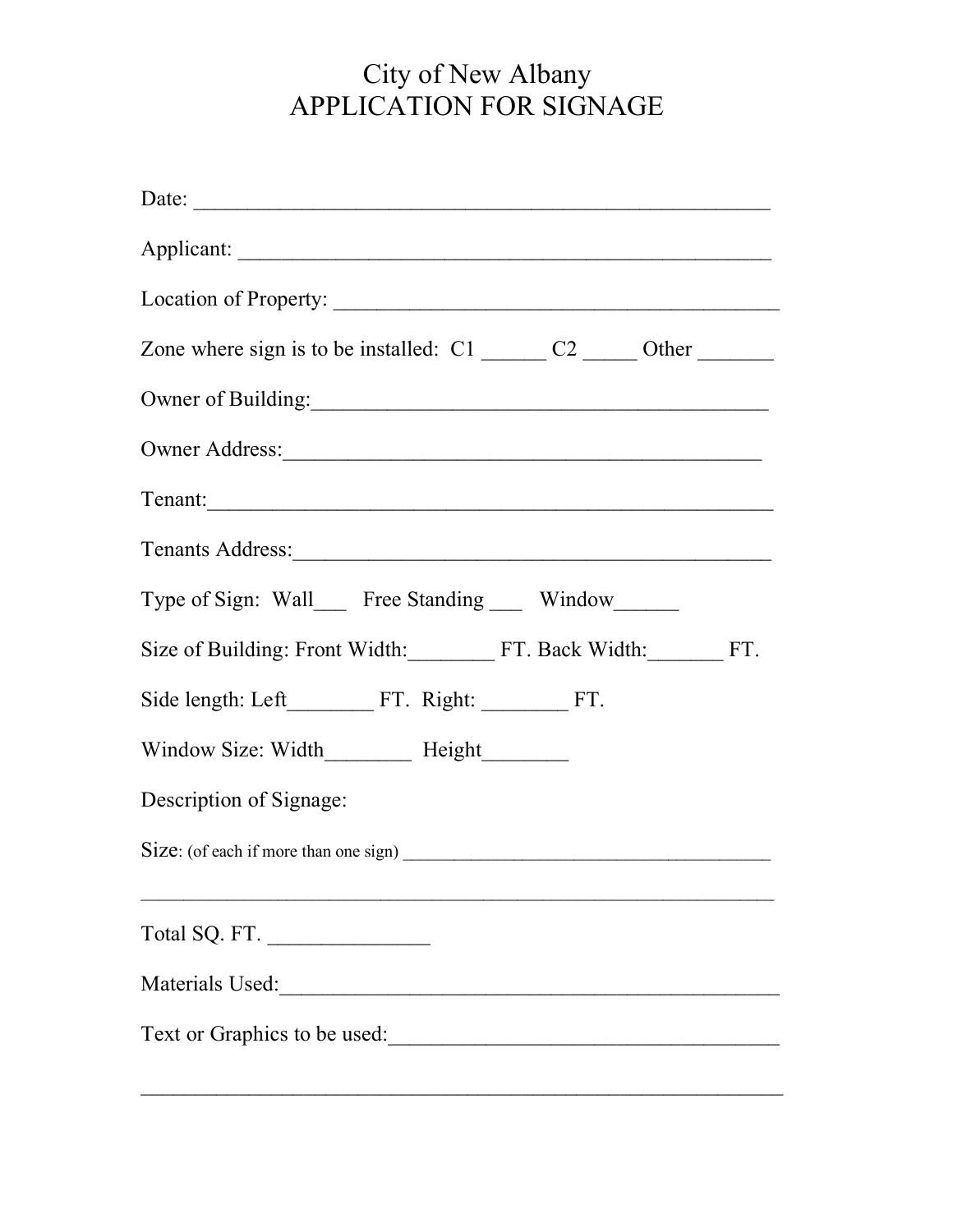# City of New Albany
# APPLICATION FOR SIGNAGE

Date: ______________________________________________________

Applicant: ___________________________________________________

Location of Property: __________________________________________

Zone where sign is to be installed: C1 ______ C2 _____ Other _______

Owner of Building:_____________________________________________

Owner Address:_______________________________________________

Tenant:______________________________________________________

Tenants Address:_______________________________________________

Type of Sign: Wall___ Free Standing ___ Window______

Size of Building: Front Width:________ FT. Back Width:_______ FT.

Side length: Left________ FT. Right: ________ FT.

Window Size: Width________ Height________

Description of Signage:

Size: (of each if more than one sign) _______________________________________

_____________________________________________________________

Total SQ. FT. _______________

Materials Used:_______________________________________________

Text or Graphics to be used:_____________________________________

_____________________________________________________________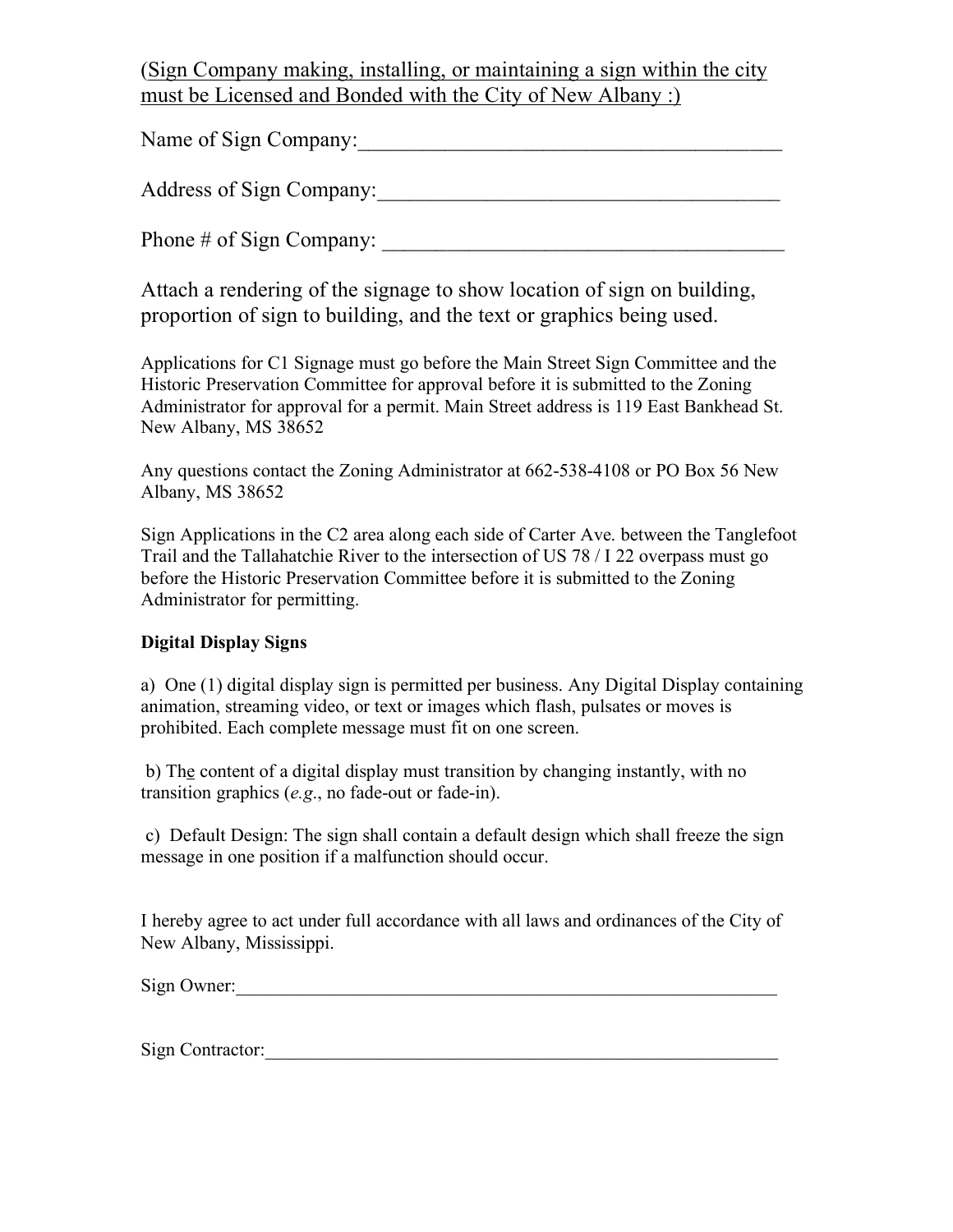(Sign Company making, installing, or maintaining a sign within the city must be Licensed and Bonded with the City of New Albany :)

Name of Sign Company:_______________________________________

Address of Sign Company:_____________________________________

Phone # of Sign Company: ____________________________________

Attach a rendering of the signage to show location of sign on building, proportion of sign to building, and the text or graphics being used.

Applications for C1 Signage must go before the Main Street Sign Committee and the Historic Preservation Committee for approval before it is submitted to the Zoning Administrator for approval for a permit. Main Street address is 119 East Bankhead St. New Albany, MS 38652

Any questions contact the Zoning Administrator at 662-538-4108 or PO Box 56 New Albany, MS 38652

Sign Applications in the C2 area along each side of Carter Ave. between the Tanglefoot Trail and the Tallahatchie River to the intersection of US 78 / I 22 overpass must go before the Historic Preservation Committee before it is submitted to the Zoning Administrator for permitting.

**Digital Display Signs**

a) One (1) digital display sign is permitted per business. Any Digital Display containing animation, streaming video, or text or images which flash, pulsates or moves is prohibited. Each complete message must fit on one screen.

b) The content of a digital display must transition by changing instantly, with no transition graphics (*e.g.*, no fade-out or fade-in).

c) Default Design: The sign shall contain a default design which shall freeze the sign message in one position if a malfunction should occur.

I hereby agree to act under full accordance with all laws and ordinances of the City of New Albany, Mississippi.

Sign Owner:____________________________________________________________

Sign Contractor:_________________________________________________________